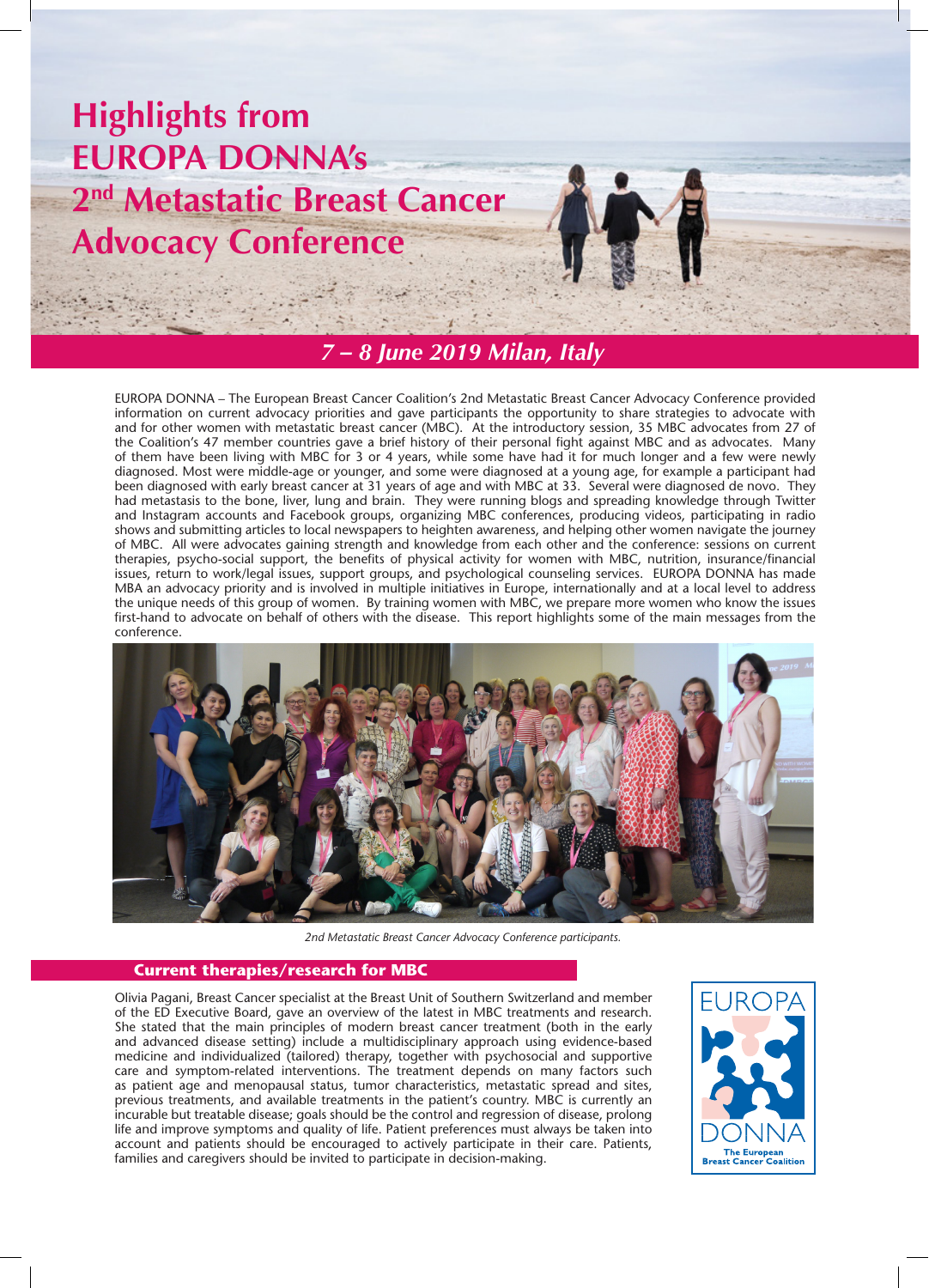# Highlights from EUROPA DONNA's 2nd Metastatic Breast Cancer Advocacy Conference

## *7 – 8 June 2019 Milan, Italy*

EUROPA DONNA – The European Breast Cancer Coalition's 2nd Metastatic Breast Cancer Advocacy Conference provided information on current advocacy priorities and gave participants the opportunity to share strategies to advocate with and for other women with metastatic breast cancer (MBC). At the introductory session, 35 MBC advocates from 27 of the Coalition's 47 member countries gave a brief history of their personal fight against MBC and as advocates. Many of them have been living with MBC for 3 or 4 years, while some have had it for much longer and a few were newly diagnosed. Most were middle-age or younger, and some were diagnosed at a young age, for example a participant had been diagnosed with early breast cancer at 31 years of age and with MBC at 33. Several were diagnosed de novo. They had metastasis to the bone, liver, lung and brain. They were running blogs and spreading knowledge through Twitter and Instagram accounts and Facebook groups, organizing MBC conferences, producing videos, participating in radio shows and submitting articles to local newspapers to heighten awareness, and helping other women navigate the journey of MBC. All were advocates gaining strength and knowledge from each other and the conference: sessions on current therapies, psycho-social support, the benefits of physical activity for women with MBC, nutrition, insurance/financial issues, return to work/legal issues, support groups, and psychological counseling services. EUROPA DONNA has made MBA an advocacy priority and is involved in multiple initiatives in Europe, internationally and at a local level to address the unique needs of this group of women. By training women with MBC, we prepare more women who know the issues first-hand to advocate on behalf of others with the disease. This report highlights some of the main messages from the conference.

*2nd Metastatic Breast Cancer Advocacy Conference participants.*

### Current therapies/research for MBC

Olivia Pagani, Breast Cancer specialist at the Breast Unit of Southern Switzerland and member of the ED Executive Board, gave an overview of the latest in MBC treatments and research. She stated that the main principles of modern breast cancer treatment (both in the early and advanced disease setting) include a multidisciplinary approach using evidence-based medicine and individualized (tailored) therapy, together with psychosocial and supportive care and symptom-related interventions. The treatment depends on many factors such as patient age and menopausal status, tumor characteristics, metastatic spread and sites, previous treatments, and available treatments in the patient's country. MBC is currently an incurable but treatable disease; goals should be the control and regression of disease, prolong life and improve symptoms and quality of life. Patient preferences must always be taken into account and patients should be encouraged to actively participate in their care. Patients, families and caregivers should be invited to participate in decision-making.

EUROPA DONNA
The European Breast Cancer Coalition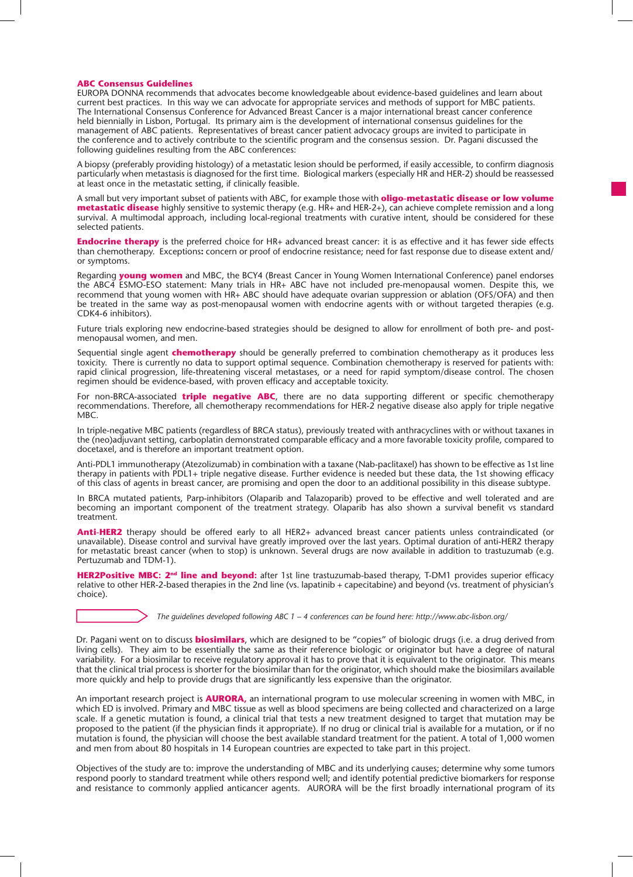## ABC Consensus Guidelines

EUROPA DONNA recommends that advocates become knowledgeable about evidence-based guidelines and learn about current best practices. In this way we can advocate for appropriate services and methods of support for MBC patients. The International Consensus Conference for Advanced Breast Cancer is a major international breast cancer conference held biennially in Lisbon, Portugal. Its primary aim is the development of international consensus guidelines for the management of ABC patients. Representatives of breast cancer patient advocacy groups are invited to participate in the conference and to actively contribute to the scientific program and the consensus session. Dr. Pagani discussed the following guidelines resulting from the ABC conferences:

A biopsy (preferably providing histology) of a metastatic lesion should be performed, if easily accessible, to confirm diagnosis particularly when metastasis is diagnosed for the first time. Biological markers (especially HR and HER-2) should be reassessed at least once in the metastatic setting, if clinically feasible.

A small but very important subset of patients with ABC, for example those with **oligo-metastatic disease or low volume metastatic disease** highly sensitive to systemic therapy (e.g. HR+ and HER-2+), can achieve complete remission and a long survival. A multimodal approach, including local-regional treatments with curative intent, should be considered for these selected patients.

**Endocrine therapy** is the preferred choice for HR+ advanced breast cancer: it is as effective and it has fewer side effects than chemotherapy. Exceptions**:** concern or proof of endocrine resistance; need for fast response due to disease extent and/or symptoms.

Regarding **young women** and MBC, the BCY4 (Breast Cancer in Young Women International Conference) panel endorses the ABC4 ESMO-ESO statement: Many trials in HR+ ABC have not included pre-menopausal women. Despite this, we recommend that young women with HR+ ABC should have adequate ovarian suppression or ablation (OFS/OFA) and then be treated in the same way as post-menopausal women with endocrine agents with or without targeted therapies (e.g. CDK4-6 inhibitors).

Future trials exploring new endocrine-based strategies should be designed to allow for enrollment of both pre- and post-menopausal women, and men.

Sequential single agent **chemotherapy** should be generally preferred to combination chemotherapy as it produces less toxicity. There is currently no data to support optimal sequence. Combination chemotherapy is reserved for patients with: rapid clinical progression, life-threatening visceral metastases, or a need for rapid symptom/disease control. The chosen regimen should be evidence-based, with proven efficacy and acceptable toxicity.

For non-BRCA-associated **triple negative ABC**, there are no data supporting different or specific chemotherapy recommendations. Therefore, all chemotherapy recommendations for HER-2 negative disease also apply for triple negative MBC.

In triple-negative MBC patients (regardless of BRCA status), previously treated with anthracyclines with or without taxanes in the (neo)adjuvant setting, carboplatin demonstrated comparable efficacy and a more favorable toxicity profile, compared to docetaxel, and is therefore an important treatment option.

Anti-PDL1 immunotherapy (Atezolizumab) in combination with a taxane (Nab-paclitaxel) has shown to be effective as 1st line therapy in patients with PDL1+ triple negative disease. Further evidence is needed but these data, the 1st showing efficacy of this class of agents in breast cancer, are promising and open the door to an additional possibility in this disease subtype.

In BRCA mutated patients, Parp-inhibitors (Olaparib and Talazoparib) proved to be effective and well tolerated and are becoming an important component of the treatment strategy. Olaparib has also shown a survival benefit vs standard treatment.

**Anti-HER2** therapy should be offered early to all HER2+ advanced breast cancer patients unless contraindicated (or unavailable). Disease control and survival have greatly improved over the last years. Optimal duration of anti-HER2 therapy for metastatic breast cancer (when to stop) is unknown. Several drugs are now available in addition to trastuzumab (e.g. Pertuzumab and TDM-1).

**HER2Positive MBC: 2nd line and beyond:** after 1st line trastuzumab-based therapy, T-DM1 provides superior efficacy relative to other HER-2-based therapies in the 2nd line (vs. lapatinib + capecitabine) and beyond (vs. treatment of physician's choice).

*The guidelines developed following ABC 1 – 4 conferences can be found here: http://www.abc-lisbon.org/*

Dr. Pagani went on to discuss **biosimilars**, which are designed to be "copies" of biologic drugs (i.e. a drug derived from living cells). They aim to be essentially the same as their reference biologic or originator but have a degree of natural variability. For a biosimilar to receive regulatory approval it has to prove that it is equivalent to the originator. This means that the clinical trial process is shorter for the biosimilar than for the originator, which should make the biosimilars available more quickly and help to provide drugs that are significantly less expensive than the originator.

An important research project is **AURORA**, an international program to use molecular screening in women with MBC, in which ED is involved. Primary and MBC tissue as well as blood specimens are being collected and characterized on a large scale. If a genetic mutation is found, a clinical trial that tests a new treatment designed to target that mutation may be proposed to the patient (if the physician finds it appropriate). If no drug or clinical trial is available for a mutation, or if no mutation is found, the physician will choose the best available standard treatment for the patient. A total of 1,000 women and men from about 80 hospitals in 14 European countries are expected to take part in this project.

Objectives of the study are to: improve the understanding of MBC and its underlying causes; determine why some tumors respond poorly to standard treatment while others respond well; and identify potential predictive biomarkers for response and resistance to commonly applied anticancer agents. AURORA will be the first broadly international program of its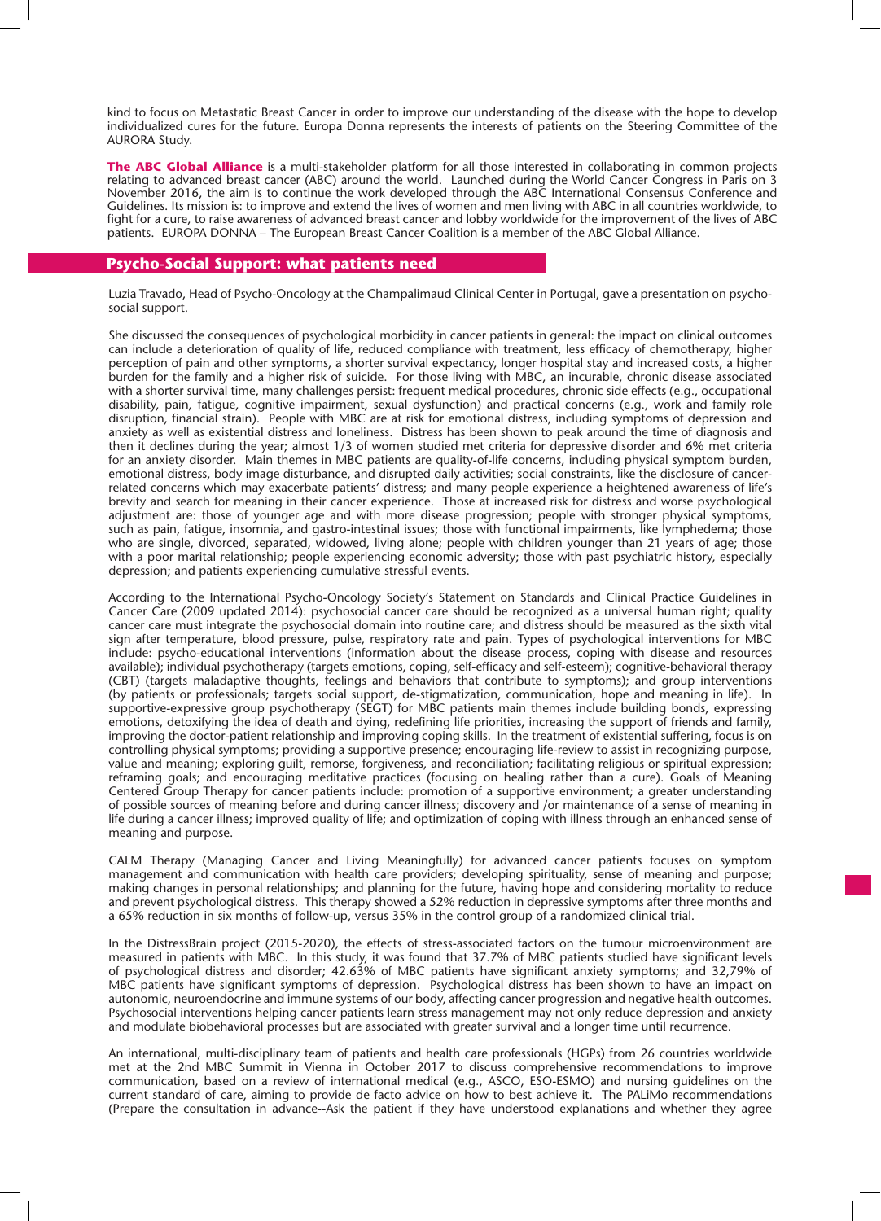kind to focus on Metastatic Breast Cancer in order to improve our understanding of the disease with the hope to develop individualized cures for the future. Europa Donna represents the interests of patients on the Steering Committee of the AURORA Study.

**The ABC Global Alliance** is a multi-stakeholder platform for all those interested in collaborating in common projects relating to advanced breast cancer (ABC) around the world. Launched during the World Cancer Congress in Paris on 3 November 2016, the aim is to continue the work developed through the ABC International Consensus Conference and Guidelines. Its mission is: to improve and extend the lives of women and men living with ABC in all countries worldwide, to fight for a cure, to raise awareness of advanced breast cancer and lobby worldwide for the improvement of the lives of ABC patients. EUROPA DONNA – The European Breast Cancer Coalition is a member of the ABC Global Alliance.

## Psycho-Social Support: what patients need

Luzia Travado, Head of Psycho-Oncology at the Champalimaud Clinical Center in Portugal, gave a presentation on psycho-social support.

She discussed the consequences of psychological morbidity in cancer patients in general: the impact on clinical outcomes can include a deterioration of quality of life, reduced compliance with treatment, less efficacy of chemotherapy, higher perception of pain and other symptoms, a shorter survival expectancy, longer hospital stay and increased costs, a higher burden for the family and a higher risk of suicide. For those living with MBC, an incurable, chronic disease associated with a shorter survival time, many challenges persist: frequent medical procedures, chronic side effects (e.g., occupational disability, pain, fatigue, cognitive impairment, sexual dysfunction) and practical concerns (e.g., work and family role disruption, financial strain). People with MBC are at risk for emotional distress, including symptoms of depression and anxiety as well as existential distress and loneliness. Distress has been shown to peak around the time of diagnosis and then it declines during the year; almost 1/3 of women studied met criteria for depressive disorder and 6% met criteria for an anxiety disorder. Main themes in MBC patients are quality-of-life concerns, including physical symptom burden, emotional distress, body image disturbance, and disrupted daily activities; social constraints, like the disclosure of cancer-related concerns which may exacerbate patients' distress; and many people experience a heightened awareness of life's brevity and search for meaning in their cancer experience. Those at increased risk for distress and worse psychological adjustment are: those of younger age and with more disease progression; people with stronger physical symptoms, such as pain, fatigue, insomnia, and gastro-intestinal issues; those with functional impairments, like lymphedema; those who are single, divorced, separated, widowed, living alone; people with children younger than 21 years of age; those with a poor marital relationship; people experiencing economic adversity; those with past psychiatric history, especially depression; and patients experiencing cumulative stressful events.

According to the International Psycho-Oncology Society's Statement on Standards and Clinical Practice Guidelines in Cancer Care (2009 updated 2014): psychosocial cancer care should be recognized as a universal human right; quality cancer care must integrate the psychosocial domain into routine care; and distress should be measured as the sixth vital sign after temperature, blood pressure, pulse, respiratory rate and pain. Types of psychological interventions for MBC include: psycho-educational interventions (information about the disease process, coping with disease and resources available); individual psychotherapy (targets emotions, coping, self-efficacy and self-esteem); cognitive-behavioral therapy (CBT) (targets maladaptive thoughts, feelings and behaviors that contribute to symptoms); and group interventions (by patients or professionals; targets social support, de-stigmatization, communication, hope and meaning in life). In supportive-expressive group psychotherapy (SEGT) for MBC patients main themes include building bonds, expressing emotions, detoxifying the idea of death and dying, redefining life priorities, increasing the support of friends and family, improving the doctor-patient relationship and improving coping skills. In the treatment of existential suffering, focus is on controlling physical symptoms; providing a supportive presence; encouraging life-review to assist in recognizing purpose, value and meaning; exploring guilt, remorse, forgiveness, and reconciliation; facilitating religious or spiritual expression; reframing goals; and encouraging meditative practices (focusing on healing rather than a cure). Goals of Meaning Centered Group Therapy for cancer patients include: promotion of a supportive environment; a greater understanding of possible sources of meaning before and during cancer illness; discovery and /or maintenance of a sense of meaning in life during a cancer illness; improved quality of life; and optimization of coping with illness through an enhanced sense of meaning and purpose.

CALM Therapy (Managing Cancer and Living Meaningfully) for advanced cancer patients focuses on symptom management and communication with health care providers; developing spirituality, sense of meaning and purpose; making changes in personal relationships; and planning for the future, having hope and considering mortality to reduce and prevent psychological distress. This therapy showed a 52% reduction in depressive symptoms after three months and a 65% reduction in six months of follow-up, versus 35% in the control group of a randomized clinical trial.

In the DistressBrain project (2015-2020), the effects of stress-associated factors on the tumour microenvironment are measured in patients with MBC. In this study, it was found that 37.7% of MBC patients studied have significant levels of psychological distress and disorder; 42.63% of MBC patients have significant anxiety symptoms; and 32,79% of MBC patients have significant symptoms of depression. Psychological distress has been shown to have an impact on autonomic, neuroendocrine and immune systems of our body, affecting cancer progression and negative health outcomes. Psychosocial interventions helping cancer patients learn stress management may not only reduce depression and anxiety and modulate biobehavioral processes but are associated with greater survival and a longer time until recurrence.

An international, multi-disciplinary team of patients and health care professionals (HGPs) from 26 countries worldwide met at the 2nd MBC Summit in Vienna in October 2017 to discuss comprehensive recommendations to improve communication, based on a review of international medical (e.g., ASCO, ESO-ESMO) and nursing guidelines on the current standard of care, aiming to provide de facto advice on how to best achieve it. The PALiMo recommendations (Prepare the consultation in advance--Ask the patient if they have understood explanations and whether they agree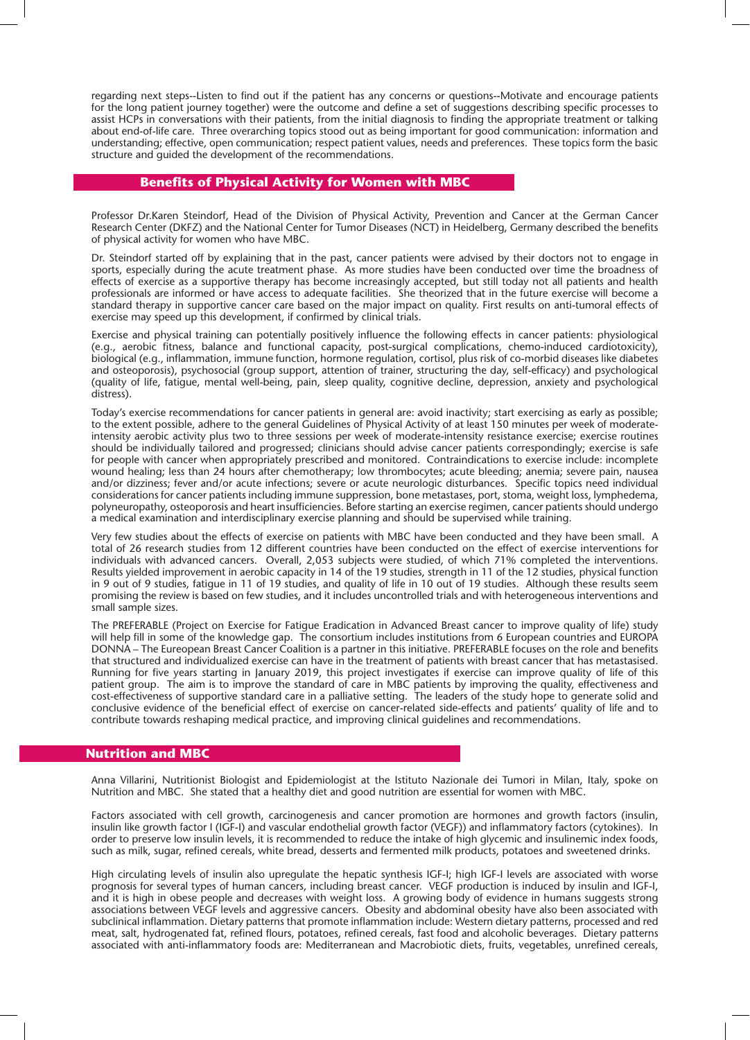regarding next steps--Listen to find out if the patient has any concerns or questions--Motivate and encourage patients for the long patient journey together) were the outcome and define a set of suggestions describing specific processes to assist HCPs in conversations with their patients, from the initial diagnosis to finding the appropriate treatment or talking about end-of-life care. Three overarching topics stood out as being important for good communication: information and understanding; effective, open communication; respect patient values, needs and preferences. These topics form the basic structure and guided the development of the recommendations.

## Benefits of Physical Activity for Women with MBC

Professor Dr.Karen Steindorf, Head of the Division of Physical Activity, Prevention and Cancer at the German Cancer Research Center (DKFZ) and the National Center for Tumor Diseases (NCT) in Heidelberg, Germany described the benefits of physical activity for women who have MBC.

Dr. Steindorf started off by explaining that in the past, cancer patients were advised by their doctors not to engage in sports, especially during the acute treatment phase. As more studies have been conducted over time the broadness of effects of exercise as a supportive therapy has become increasingly accepted, but still today not all patients and health professionals are informed or have access to adequate facilities. She theorized that in the future exercise will become a standard therapy in supportive cancer care based on the major impact on quality. First results on anti-tumoral effects of exercise may speed up this development, if confirmed by clinical trials.

Exercise and physical training can potentially positively influence the following effects in cancer patients: physiological (e.g., aerobic fitness, balance and functional capacity, post-surgical complications, chemo-induced cardiotoxicity), biological (e.g., inflammation, immune function, hormone regulation, cortisol, plus risk of co-morbid diseases like diabetes and osteoporosis), psychosocial (group support, attention of trainer, structuring the day, self-efficacy) and psychological (quality of life, fatigue, mental well-being, pain, sleep quality, cognitive decline, depression, anxiety and psychological distress).

Today's exercise recommendations for cancer patients in general are: avoid inactivity; start exercising as early as possible; to the extent possible, adhere to the general Guidelines of Physical Activity of at least 150 minutes per week of moderate-intensity aerobic activity plus two to three sessions per week of moderate-intensity resistance exercise; exercise routines should be individually tailored and progressed; clinicians should advise cancer patients correspondingly; exercise is safe for people with cancer when appropriately prescribed and monitored. Contraindications to exercise include: incomplete wound healing; less than 24 hours after chemotherapy; low thrombocytes; acute bleeding; anemia; severe pain, nausea and/or dizziness; fever and/or acute infections; severe or acute neurologic disturbances. Specific topics need individual considerations for cancer patients including immune suppression, bone metastases, port, stoma, weight loss, lymphedema, polyneuropathy, osteoporosis and heart insufficiencies. Before starting an exercise regimen, cancer patients should undergo a medical examination and interdisciplinary exercise planning and should be supervised while training.

Very few studies about the effects of exercise on patients with MBC have been conducted and they have been small. A total of 26 research studies from 12 different countries have been conducted on the effect of exercise interventions for individuals with advanced cancers. Overall, 2,053 subjects were studied, of which 71% completed the interventions. Results yielded improvement in aerobic capacity in 14 of the 19 studies, strength in 11 of the 12 studies, physical function in 9 out of 9 studies, fatigue in 11 of 19 studies, and quality of life in 10 out of 19 studies. Although these results seem promising the review is based on few studies, and it includes uncontrolled trials and with heterogeneous interventions and small sample sizes.

The PREFERABLE (Project on Exercise for Fatigue Eradication in Advanced Breast cancer to improve quality of life) study will help fill in some of the knowledge gap. The consortium includes institutions from 6 European countries and EUROPA DONNA – The Eureopean Breast Cancer Coalition is a partner in this initiative. PREFERABLE focuses on the role and benefits that structured and individualized exercise can have in the treatment of patients with breast cancer that has metastasised. Running for five years starting in January 2019, this project investigates if exercise can improve quality of life of this patient group. The aim is to improve the standard of care in MBC patients by improving the quality, effectiveness and cost-effectiveness of supportive standard care in a palliative setting. The leaders of the study hope to generate solid and conclusive evidence of the beneficial effect of exercise on cancer-related side-effects and patients' quality of life and to contribute towards reshaping medical practice, and improving clinical guidelines and recommendations.

## Nutrition and MBC

Anna Villarini, Nutritionist Biologist and Epidemiologist at the Istituto Nazionale dei Tumori in Milan, Italy, spoke on Nutrition and MBC. She stated that a healthy diet and good nutrition are essential for women with MBC.

Factors associated with cell growth, carcinogenesis and cancer promotion are hormones and growth factors (insulin, insulin like growth factor I (IGF-I) and vascular endothelial growth factor (VEGF)) and inflammatory factors (cytokines). In order to preserve low insulin levels, it is recommended to reduce the intake of high glycemic and insulinemic index foods, such as milk, sugar, refined cereals, white bread, desserts and fermented milk products, potatoes and sweetened drinks.

High circulating levels of insulin also upregulate the hepatic synthesis IGF-I; high IGF-I levels are associated with worse prognosis for several types of human cancers, including breast cancer. VEGF production is induced by insulin and IGF-I, and it is high in obese people and decreases with weight loss. A growing body of evidence in humans suggests strong associations between VEGF levels and aggressive cancers. Obesity and abdominal obesity have also been associated with subclinical inflammation. Dietary patterns that promote inflammation include: Western dietary patterns, processed and red meat, salt, hydrogenated fat, refined flours, potatoes, refined cereals, fast food and alcoholic beverages. Dietary patterns associated with anti-inflammatory foods are: Mediterranean and Macrobiotic diets, fruits, vegetables, unrefined cereals,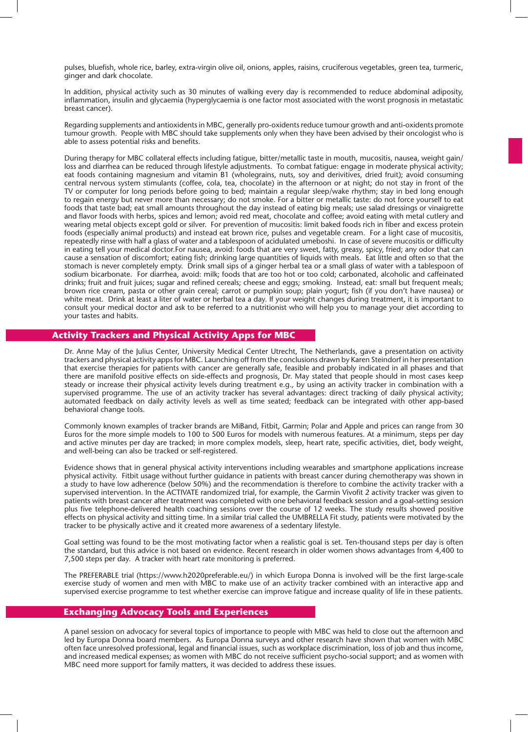pulses, bluefish, whole rice, barley, extra-virgin olive oil, onions, apples, raisins, cruciferous vegetables, green tea, turmeric, ginger and dark chocolate.

In addition, physical activity such as 30 minutes of walking every day is recommended to reduce abdominal adiposity, inflammation, insulin and glycaemia (hyperglycaemia is one factor most associated with the worst prognosis in metastatic breast cancer).

Regarding supplements and antioxidents in MBC, generally pro-oxidents reduce tumour growth and anti-oxidents promote tumour growth. People with MBC should take supplements only when they have been advised by their oncologist who is able to assess potential risks and benefits.

During therapy for MBC collateral effects including fatigue, bitter/metallic taste in mouth, mucositis, nausea, weight gain/loss and diarrhea can be reduced through lifestyle adjustments. To combat fatigue: engage in moderate physical activity; eat foods containing magnesium and vitamin B1 (wholegrains, nuts, soy and derivitives, dried fruit); avoid consuming central nervous system stimulants (coffee, cola, tea, chocolate) in the afternoon or at night; do not stay in front of the TV or computer for long periods before going to bed; maintain a regular sleep/wake rhythm; stay in bed long enough to regain energy but never more than necessary; do not smoke. For a bitter or metallic taste: do not force yourself to eat foods that taste bad; eat small amounts throughout the day instead of eating big meals; use salad dressings or vinaigrette and flavor foods with herbs, spices and lemon; avoid red meat, chocolate and coffee; avoid eating with metal cutlery and wearing metal objects except gold or silver. For prevention of mucositis: limit baked foods rich in fiber and excess protein foods (especially animal products) and instead eat brown rice, pulses and vegetable cream. For a light case of mucositis, repeatedly rinse with half a glass of water and a tablespoon of acidulated umeboshi. In case of severe mucositis or difficulty in eating tell your medical doctor.For nausea, avoid: foods that are very sweet, fatty, greasy, spicy, fried; any odor that can cause a sensation of discomfort; eating fish; drinking large quantities of liquids with meals. Eat little and often so that the stomach is never completely empty. Drink small sips of a ginger herbal tea or a small glass of water with a tablespoon of sodium bicarbonate. For diarrhea, avoid: milk; foods that are too hot or too cold; carbonated, alcoholic and caffeinated drinks; fruit and fruit juices; sugar and refined cereals; cheese and eggs; smoking. Instead, eat: small but frequent meals; brown rice cream, pasta or other grain cereal; carrot or pumpkin soup; plain yogurt; fish (if you don't have nausea) or white meat. Drink at least a liter of water or herbal tea a day. If your weight changes during treatment, it is important to consult your medical doctor and ask to be referred to a nutritionist who will help you to manage your diet according to your tastes and habits.

## Activity Trackers and Physical Activity Apps for MBC

Dr. Anne May of the Julius Center, University Medical Center Utrecht, The Netherlands, gave a presentation on activity trackers and physical activity apps for MBC. Launching off from the conclusions drawn by Karen Steindorf in her presentation that exercise therapies for patients with cancer are generally safe, feasible and probably indicated in all phases and that there are manifold positive effects on side-effects and prognosis, Dr. May stated that people should in most cases keep steady or increase their physical activity levels during treatment e.g., by using an activity tracker in combination with a supervised programme. The use of an activity tracker has several advantages: direct tracking of daily physical activity; automated feedback on daily activity levels as well as time seated; feedback can be integrated with other app-based behavioral change tools.

Commonly known examples of tracker brands are MiBand, Fitbit, Garmin; Polar and Apple and prices can range from 30 Euros for the more simple models to 100 to 500 Euros for models with numerous features. At a minimum, steps per day and active minutes per day are tracked; in more complex models, sleep, heart rate, specific activities, diet, body weight, and well-being can also be tracked or self-registered.

Evidence shows that in general physical activity interventions including wearables and smartphone applications increase physical activity. Fitbit usage without further guidance in patients with breast cancer during chemotherapy was shown in a study to have low adherence (below 50%) and the recommendation is therefore to combine the activity tracker with a supervised intervention. In the ACTIVATE randomized trial, for example, the Garmin Vivofit 2 activity tracker was given to patients with breast cancer after treatment was completed with one behavioral feedback session and a goal-setting session plus five telephone-delivered health coaching sessions over the course of 12 weeks. The study results showed positive effects on physical activity and sitting time. In a similar trial called the UMBRELLA Fit study, patients were motivated by the tracker to be physically active and it created more awareness of a sedentary lifestyle.

Goal setting was found to be the most motivating factor when a realistic goal is set. Ten-thousand steps per day is often the standard, but this advice is not based on evidence. Recent research in older women shows advantages from 4,400 to 7,500 steps per day. A tracker with heart rate monitoring is preferred.

The PREFERABLE trial (https://www.h2020preferable.eu/) in which Europa Donna is involved will be the first large-scale exercise study of women and men with MBC to make use of an activity tracker combined with an interactive app and supervised exercise programme to test whether exercise can improve fatigue and increase quality of life in these patients.

## Exchanging Advocacy Tools and Experiences

A panel session on advocacy for several topics of importance to people with MBC was held to close out the afternoon and led by Europa Donna board members. As Europa Donna surveys and other research have shown that women with MBC often face unresolved professional, legal and financial issues, such as workplace discrimination, loss of job and thus income, and increased medical expenses; as women with MBC do not receive sufficient psycho-social support; and as women with MBC need more support for family matters, it was decided to address these issues.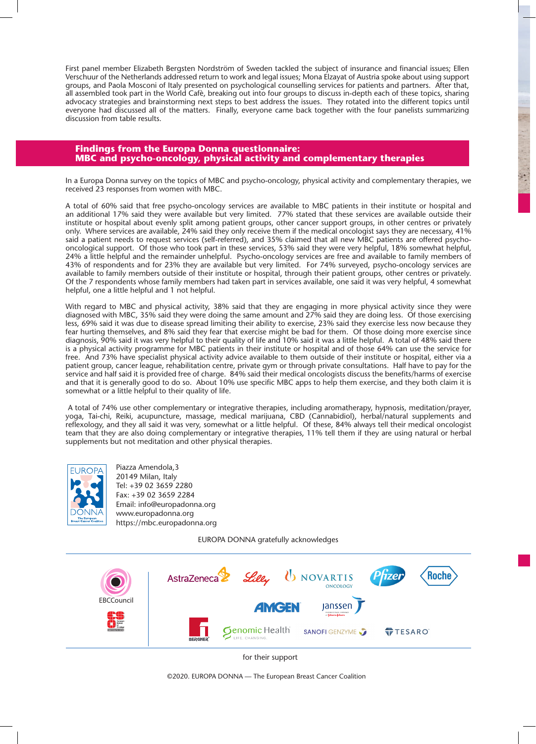First panel member Elizabeth Bergsten Nordström of Sweden tackled the subject of insurance and financial issues; Ellen Verschuur of the Netherlands addressed return to work and legal issues; Mona Elzayat of Austria spoke about using support groups, and Paola Mosconi of Italy presented on psychological counselling services for patients and partners. After that, all assembled took part in the World Cafè, breaking out into four groups to discuss in-depth each of these topics, sharing advocacy strategies and brainstorming next steps to best address the issues. They rotated into the different topics until everyone had discussed all of the matters. Finally, everyone came back together with the four panelists summarizing discussion from table results.

## Findings from the Europa Donna questionnaire: MBC and psycho-oncology, physical activity and complementary therapies

In a Europa Donna survey on the topics of MBC and psycho-oncology, physical activity and complementary therapies, we received 23 responses from women with MBC.

A total of 60% said that free psycho-oncology services are available to MBC patients in their institute or hospital and an additional 17% said they were available but very limited. 77% stated that these services are available outside their institute or hospital about evenly split among patient groups, other cancer support groups, in other centres or privately only. Where services are available, 24% said they only receive them if the medical oncologist says they are necessary, 41% said a patient needs to request services (self-referred), and 35% claimed that all new MBC patients are offered psycho-oncological support. Of those who took part in these services, 53% said they were very helpful, 18% somewhat helpful, 24% a little helpful and the remainder unhelpful. Psycho-oncology services are free and available to family members of 43% of respondents and for 23% they are available but very limited. For 74% surveyed, psycho-oncology services are available to family members outside of their institute or hospital, through their patient groups, other centres or privately. Of the 7 respondents whose family members had taken part in services available, one said it was very helpful, 4 somewhat helpful, one a little helpful and 1 not helpful.

With regard to MBC and physical activity, 38% said that they are engaging in more physical activity since they were diagnosed with MBC, 35% said they were doing the same amount and 27% said they are doing less. Of those exercising less, 69% said it was due to disease spread limiting their ability to exercise, 23% said they exercise less now because they fear hurting themselves, and 8% said they fear that exercise might be bad for them. Of those doing more exercise since diagnosis, 90% said it was very helpful to their quality of life and 10% said it was a little helpful. A total of 48% said there is a physical activity programme for MBC patients in their institute or hospital and of those 64% can use the service for free. And 73% have specialist physical activity advice available to them outside of their institute or hospital, either via a patient group, cancer league, rehabilitation centre, private gym or through private consultations. Half have to pay for the service and half said it is provided free of charge. 84% said their medical oncologists discuss the benefits/harms of exercise and that it is generally good to do so. About 10% use specific MBC apps to help them exercise, and they both claim it is somewhat or a little helpful to their quality of life.

A total of 74% use other complementary or integrative therapies, including aromatherapy, hypnosis, meditation/prayer, yoga, Tai-chi, Reiki, acupuncture, massage, medical marijuana, CBD (Cannabidiol), herbal/natural supplements and reflexology, and they all said it was very, somewhat or a little helpful. Of these, 84% always tell their medical oncologist team that they are also doing complementary or integrative therapies, 11% tell them if they are using natural or herbal supplements but not meditation and other physical therapies.

EUROPA DONNA
The European Breast Cancer Coalition

Piazza Amendola,3
20149 Milan, Italy
Tel: +39 02 3659 2280
Fax: +39 02 3659 2284
Email: info@europadonna.org
www.europadonna.org
https://mbc.europadonna.org

EUROPA DONNA gratefully acknowledges

EBCCouncil

AstraZeneca Lilly NOVARTIS ONCOLOGY Pfizer Roche

AMGEN Janssen

BERGNER Genomic Health LIFE, CHANGING. SANOFI GENZYME TESARO

for their support

©2020. EUROPA DONNA — The European Breast Cancer Coalition